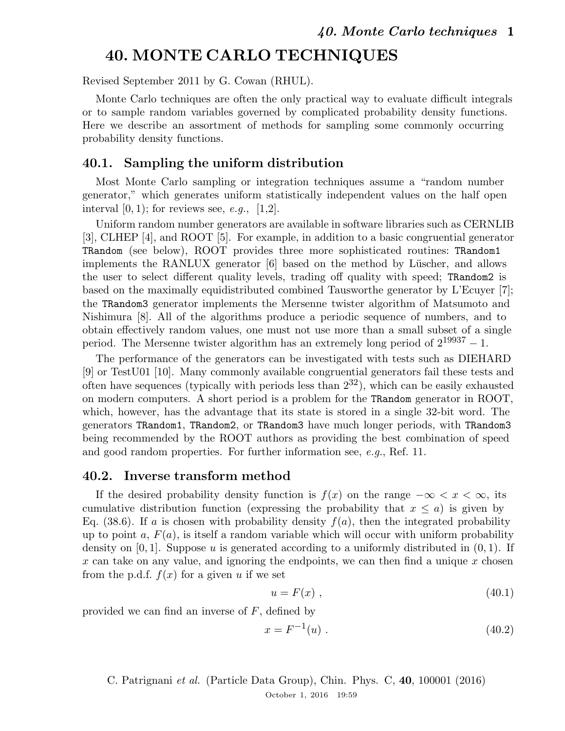# 40. MONTE CARLO TECHNIQUES

Revised September 2011 by G. Cowan (RHUL).

Monte Carlo techniques are often the only practical way to evaluate difficult integrals or to sample random variables governed by complicated probability density functions. Here we describe an assortment of methods for sampling some commonly occurring probability density functions.

## 40.1. Sampling the uniform distribution

Most Monte Carlo sampling or integration techniques assume a "random number generator," which generates uniform statistically independent values on the half open interval $[0, 1)$; for reviews see, *e.g.*, [1,2].

Uniform random number generators are available in software libraries such as CERNLIB [3], CLHEP [4], and ROOT [5]. For example, in addition to a basic congruential generator `TRandom` (see below), ROOT provides three more sophisticated routines: `TRandom1` implements the RANLUX generator [6] based on the method by Lüscher, and allows the user to select different quality levels, trading off quality with speed; `TRandom2` is based on the maximally equidistributed combined Tausworthe generator by L'Ecuyer [7]; the `TRandom3` generator implements the Mersenne twister algorithm of Matsumoto and Nishimura [8]. All of the algorithms produce a periodic sequence of numbers, and to obtain effectively random values, one must not use more than a small subset of a single period. The Mersenne twister algorithm has an extremely long period of $2^{19937} - 1$.

The performance of the generators can be investigated with tests such as DIEHARD [9] or TestU01 [10]. Many commonly available congruential generators fail these tests and often have sequences (typically with periods less than $2^{32}$), which can be easily exhausted on modern computers. A short period is a problem for the `TRandom` generator in ROOT, which, however, has the advantage that its state is stored in a single 32-bit word. The generators `TRandom1`, `TRandom2`, or `TRandom3` have much longer periods, with `TRandom3` being recommended by the ROOT authors as providing the best combination of speed and good random properties. For further information see, *e.g.*, Ref. 11.

## 40.2. Inverse transform method

If the desired probability density function is $f(x)$ on the range $-\infty < x < \infty$, its cumulative distribution function (expressing the probability that $x \leq a$) is given by Eq. (38.6). If $a$ is chosen with probability density $f(a)$, then the integrated probability up to point $a$, $F(a)$, is itself a random variable which will occur with uniform probability density on $[0, 1]$. Suppose $u$ is generated according to a uniformly distributed in $(0, 1)$. If $x$ can take on any value, and ignoring the endpoints, we can then find a unique $x$ chosen from the p.d.f. $f(x)$ for a given $u$ if we set

$$u = F(x) \; , \tag{40.1}$$

provided we can find an inverse of $F$, defined by

$$x = F^{-1}(u) \; . \tag{40.2}$$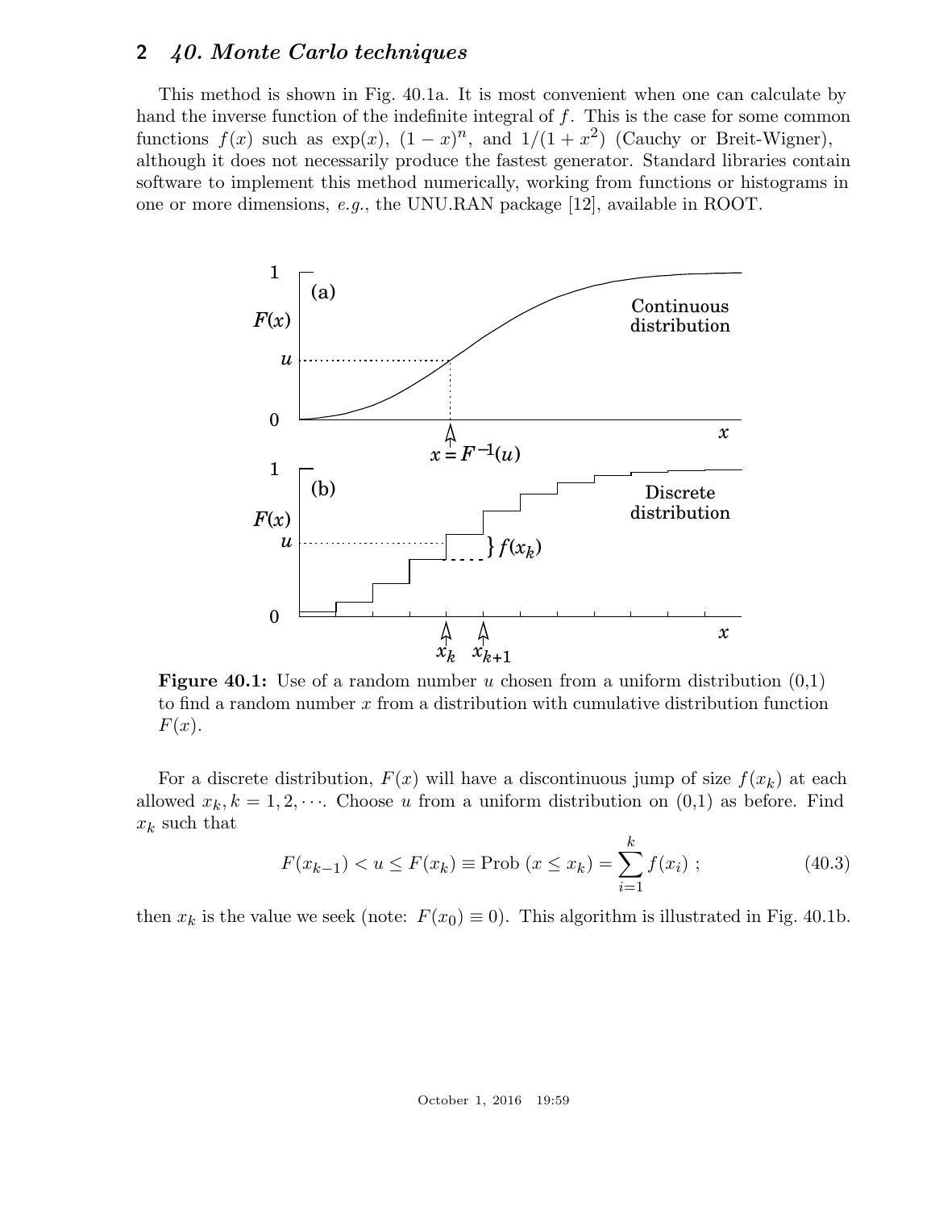This method is shown in Fig. 40.1a. It is most convenient when one can calculate by hand the inverse function of the indefinite integral of $f$. This is the case for some common functions $f(x)$ such as $\exp(x)$, $(1-x)^n$, and $1/(1+x^2)$ (Cauchy or Breit-Wigner), although it does not necessarily produce the fastest generator. Standard libraries contain software to implement this method numerically, working from functions or histograms in one or more dimensions, *e.g.*, the UNU.RAN package [12], available in ROOT.

**Figure 40.1:** Use of a random number $u$ chosen from a uniform distribution (0,1) to find a random number $x$ from a distribution with cumulative distribution function $F(x)$.

For a discrete distribution, $F(x)$ will have a discontinuous jump of size $f(x_k)$ at each allowed $x_k, k = 1, 2, \cdots$. Choose $u$ from a uniform distribution on (0,1) as before. Find $x_k$ such that

$$F(x_{k-1}) < u \leq F(x_k) \equiv \text{Prob}\ (x \leq x_k) = \sum_{i=1}^{k} f(x_i)\ ; \tag{40.3}$$

then $x_k$ is the value we seek (note: $F(x_0) \equiv 0$). This algorithm is illustrated in Fig. 40.1b.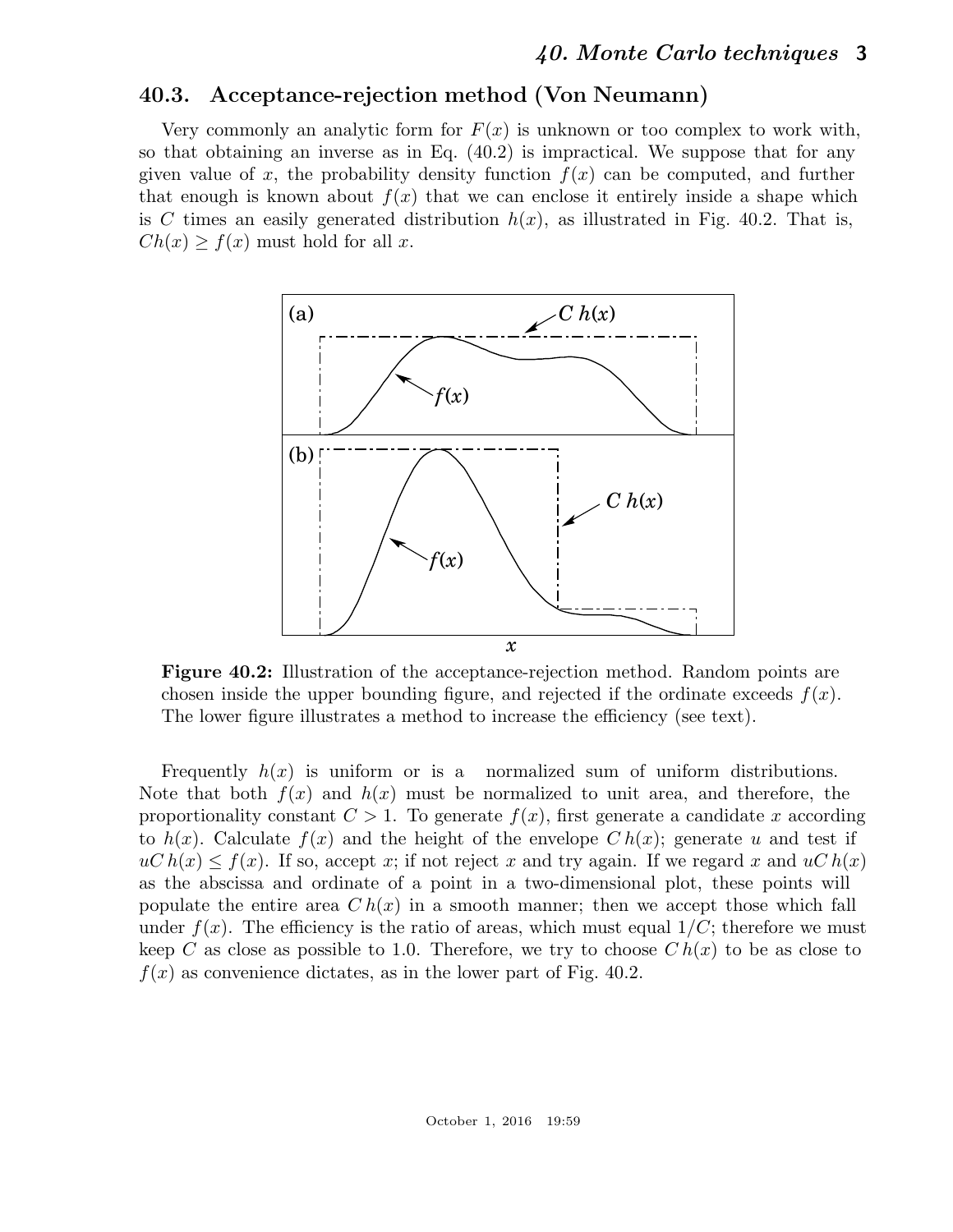## 40.3. Acceptance-rejection method (Von Neumann)

Very commonly an analytic form for $F(x)$ is unknown or too complex to work with, so that obtaining an inverse as in Eq. (40.2) is impractical. We suppose that for any given value of $x$, the probability density function $f(x)$ can be computed, and further that enough is known about $f(x)$ that we can enclose it entirely inside a shape which is $C$ times an easily generated distribution $h(x)$, as illustrated in Fig. 40.2. That is, $Ch(x) \geq f(x)$ must hold for all $x$.

**Figure 40.2:** Illustration of the acceptance-rejection method. Random points are chosen inside the upper bounding figure, and rejected if the ordinate exceeds $f(x)$. The lower figure illustrates a method to increase the efficiency (see text).

Frequently $h(x)$ is uniform or is a normalized sum of uniform distributions. Note that both $f(x)$ and $h(x)$ must be normalized to unit area, and therefore, the proportionality constant $C > 1$. To generate $f(x)$, first generate a candidate $x$ according to $h(x)$. Calculate $f(x)$ and the height of the envelope $C\,h(x)$; generate $u$ and test if $uC\,h(x) \leq f(x)$. If so, accept $x$; if not reject $x$ and try again. If we regard $x$ and $uC\,h(x)$ as the abscissa and ordinate of a point in a two-dimensional plot, these points will populate the entire area $C\,h(x)$ in a smooth manner; then we accept those which fall under $f(x)$. The efficiency is the ratio of areas, which must equal $1/C$; therefore we must keep $C$ as close as possible to 1.0. Therefore, we try to choose $C\,h(x)$ to be as close to $f(x)$ as convenience dictates, as in the lower part of Fig. 40.2.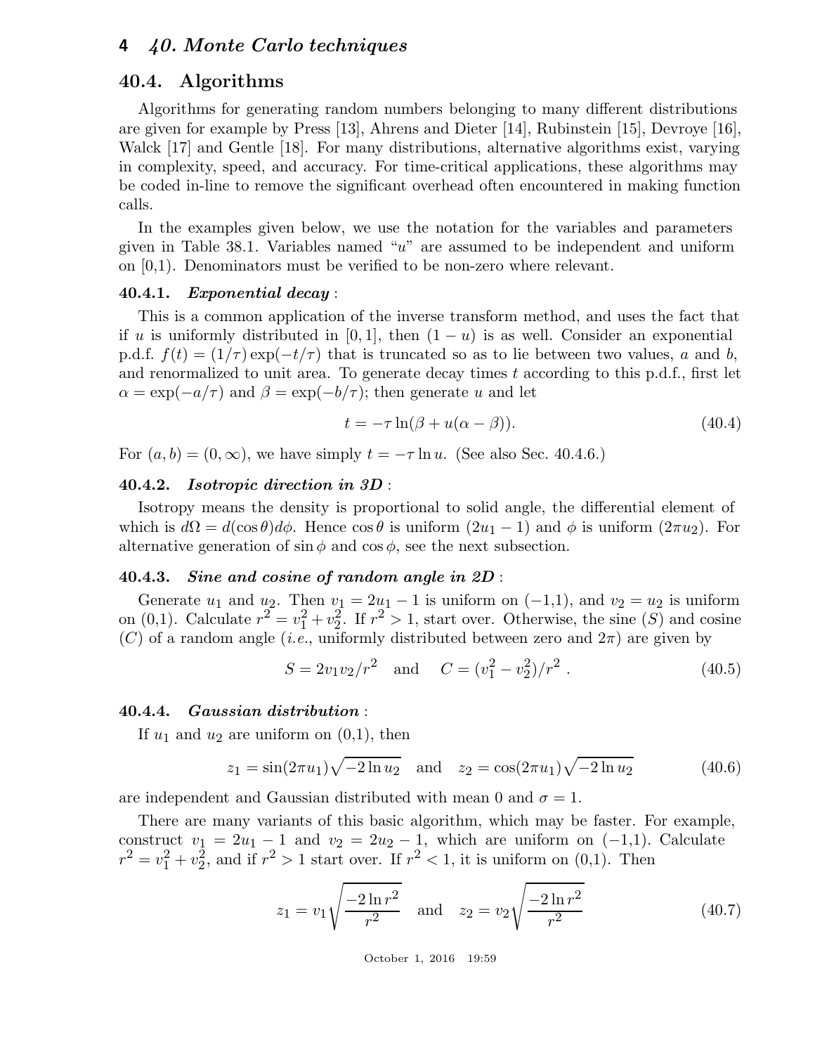## 40.4. Algorithms

Algorithms for generating random numbers belonging to many different distributions are given for example by Press [13], Ahrens and Dieter [14], Rubinstein [15], Devroye [16], Walck [17] and Gentle [18]. For many distributions, alternative algorithms exist, varying in complexity, speed, and accuracy. For time-critical applications, these algorithms may be coded in-line to remove the significant overhead often encountered in making function calls.

In the examples given below, we use the notation for the variables and parameters given in Table 38.1. Variables named "$u$" are assumed to be independent and uniform on [0,1). Denominators must be verified to be non-zero where relevant.

### 40.4.1. *Exponential decay* :

This is a common application of the inverse transform method, and uses the fact that if $u$ is uniformly distributed in $[0, 1]$, then $(1 - u)$ is as well. Consider an exponential p.d.f. $f(t) = (1/\tau) \exp(-t/\tau)$ that is truncated so as to lie between two values, $a$ and $b$, and renormalized to unit area. To generate decay times $t$ according to this p.d.f., first let $\alpha = \exp(-a/\tau)$ and $\beta = \exp(-b/\tau)$; then generate $u$ and let

$$t = -\tau \ln(\beta + u(\alpha - \beta)). \tag{40.4}$$

For $(a, b) = (0, \infty)$, we have simply $t = -\tau \ln u$. (See also Sec. 40.4.6.)

### 40.4.2. *Isotropic direction in 3D* :

Isotropy means the density is proportional to solid angle, the differential element of which is $d\Omega = d(\cos\theta)d\phi$. Hence $\cos\theta$ is uniform $(2u_1 - 1)$ and $\phi$ is uniform $(2\pi u_2)$. For alternative generation of $\sin\phi$ and $\cos\phi$, see the next subsection.

### 40.4.3. *Sine and cosine of random angle in 2D* :

Generate $u_1$ and $u_2$. Then $v_1 = 2u_1 - 1$ is uniform on $(-1,1)$, and $v_2 = u_2$ is uniform on $(0,1)$. Calculate $r^2 = v_1^2 + v_2^2$. If $r^2 > 1$, start over. Otherwise, the sine ($S$) and cosine ($C$) of a random angle (*i.e.*, uniformly distributed between zero and $2\pi$) are given by

$$S = 2v_1 v_2 / r^2 \quad \text{and} \quad C = (v_1^2 - v_2^2)/r^2 \ . \tag{40.5}$$

### 40.4.4. *Gaussian distribution* :

If $u_1$ and $u_2$ are uniform on (0,1), then

$$z_1 = \sin(2\pi u_1)\sqrt{-2\ln u_2} \quad \text{and} \quad z_2 = \cos(2\pi u_1)\sqrt{-2\ln u_2} \tag{40.6}$$

are independent and Gaussian distributed with mean 0 and $\sigma = 1$.

There are many variants of this basic algorithm, which may be faster. For example, construct $v_1 = 2u_1 - 1$ and $v_2 = 2u_2 - 1$, which are uniform on $(-1,1)$. Calculate $r^2 = v_1^2 + v_2^2$, and if $r^2 > 1$ start over. If $r^2 < 1$, it is uniform on (0,1). Then

$$z_1 = v_1\sqrt{\frac{-2\ln r^2}{r^2}} \quad \text{and} \quad z_2 = v_2\sqrt{\frac{-2\ln r^2}{r^2}} \tag{40.7}$$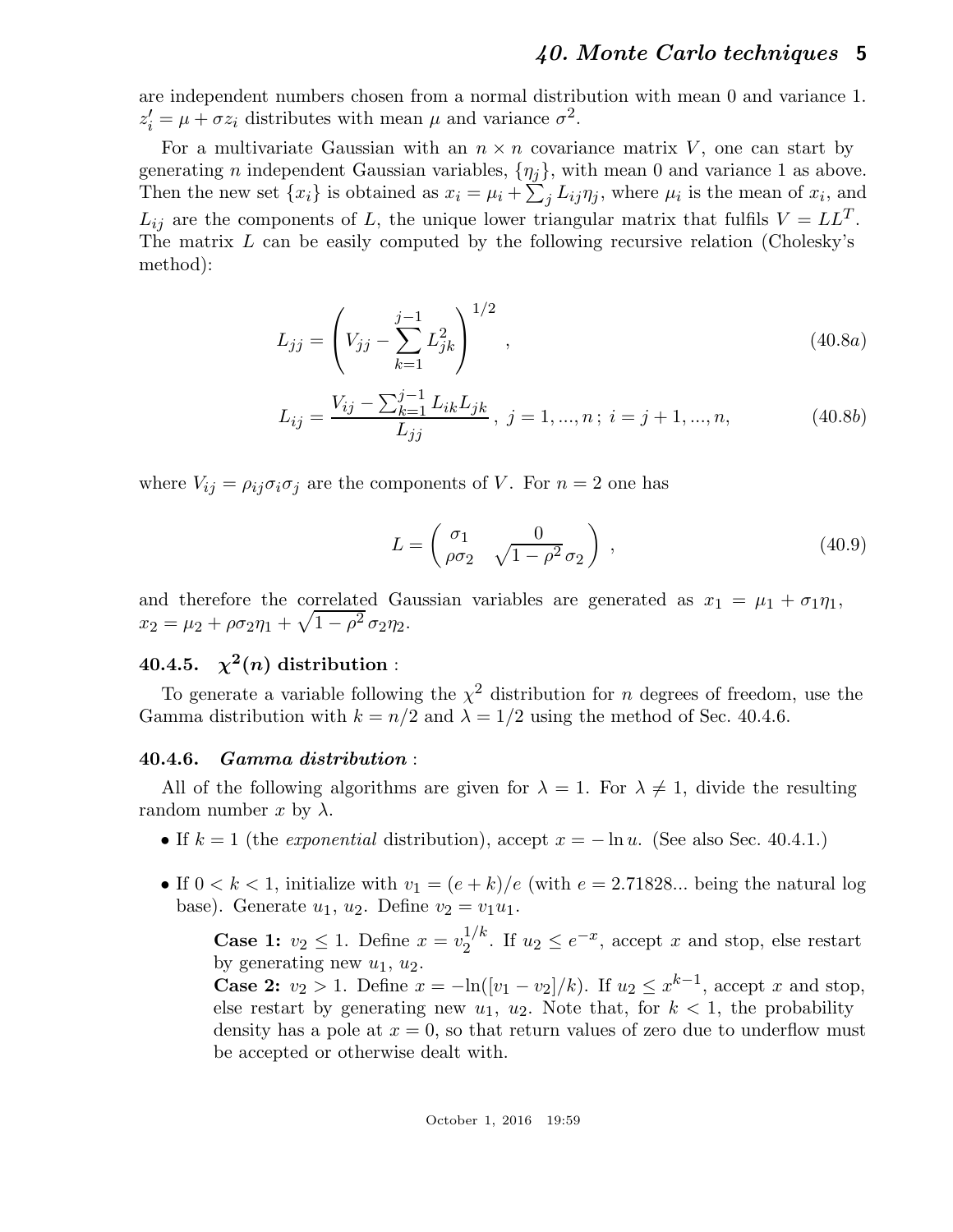are independent numbers chosen from a normal distribution with mean 0 and variance 1. $z'_i = \mu + \sigma z_i$ distributes with mean $\mu$ and variance $\sigma^2$.

For a multivariate Gaussian with an $n \times n$ covariance matrix $V$, one can start by generating $n$ independent Gaussian variables, $\{\eta_j\}$, with mean 0 and variance 1 as above. Then the new set $\{x_i\}$ is obtained as $x_i = \mu_i + \sum_j L_{ij}\eta_j$, where $\mu_i$ is the mean of $x_i$, and $L_{ij}$ are the components of $L$, the unique lower triangular matrix that fulfils $V = LL^T$. The matrix $L$ can be easily computed by the following recursive relation (Cholesky's method):

$$L_{jj} = \left( V_{jj} - \sum_{k=1}^{j-1} L_{jk}^2 \right)^{1/2} , \tag{40.8a}$$

$$L_{ij} = \frac{V_{ij} - \sum_{k=1}^{j-1} L_{ik}L_{jk}}{L_{jj}} , \; j = 1, ..., n \, ; \; i = j+1, ..., n, \tag{40.8b}$$

where $V_{ij} = \rho_{ij}\sigma_i\sigma_j$ are the components of $V$. For $n = 2$ one has

$$L = \begin{pmatrix} \sigma_1 & 0 \\ \rho\sigma_2 & \sqrt{1-\rho^2}\,\sigma_2 \end{pmatrix} , \tag{40.9}$$

and therefore the correlated Gaussian variables are generated as $x_1 = \mu_1 + \sigma_1\eta_1$, $x_2 = \mu_2 + \rho\sigma_2\eta_1 + \sqrt{1-\rho^2}\,\sigma_2\eta_2$.

### 40.4.5. $\chi^2(n)$ distribution :

To generate a variable following the $\chi^2$ distribution for $n$ degrees of freedom, use the Gamma distribution with $k = n/2$ and $\lambda = 1/2$ using the method of Sec. 40.4.6.

### 40.4.6. *Gamma distribution* :

All of the following algorithms are given for $\lambda = 1$. For $\lambda \neq 1$, divide the resulting random number $x$ by $\lambda$.

- If $k = 1$ (the *exponential* distribution), accept $x = -\ln u$. (See also Sec. 40.4.1.)
- If $0 < k < 1$, initialize with $v_1 = (e + k)/e$ (with $e = 2.71828...$ being the natural log base). Generate $u_1$, $u_2$. Define $v_2 = v_1 u_1$.

  **Case 1:** $v_2 \leq 1$. Define $x = v_2^{1/k}$. If $u_2 \leq e^{-x}$, accept $x$ and stop, else restart by generating new $u_1$, $u_2$.
  **Case 2:** $v_2 > 1$. Define $x = -\ln([v_1 - v_2]/k)$. If $u_2 \leq x^{k-1}$, accept $x$ and stop, else restart by generating new $u_1$, $u_2$. Note that, for $k < 1$, the probability density has a pole at $x = 0$, so that return values of zero due to underflow must be accepted or otherwise dealt with.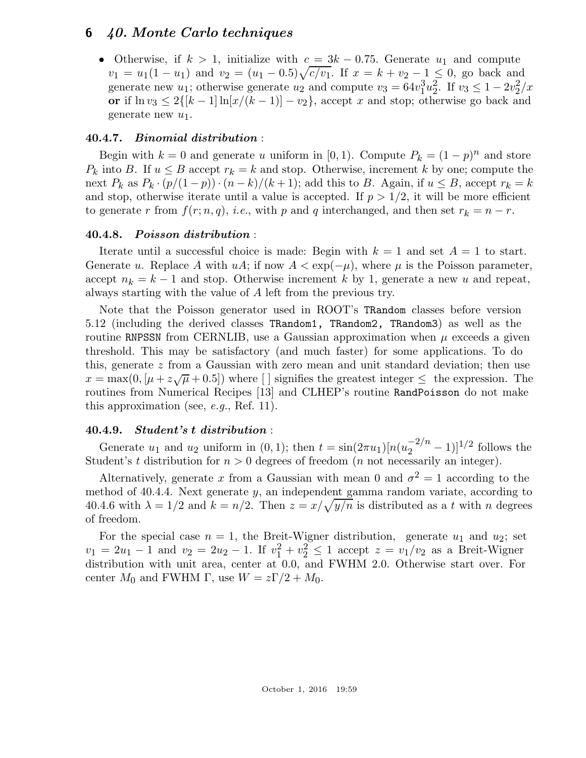- Otherwise, if $k > 1$, initialize with $c = 3k - 0.75$. Generate $u_1$ and compute $v_1 = u_1(1 - u_1)$ and $v_2 = (u_1 - 0.5)\sqrt{c/v_1}$. If $x = k + v_2 - 1 \leq 0$, go back and generate new $u_1$; otherwise generate $u_2$ and compute $v_3 = 64v_1^3 u_2^2$. If $v_3 \leq 1 - 2v_2^2/x$ **or** if $\ln v_3 \leq 2\{[k-1]\ln[x/(k-1)] - v_2\}$, accept $x$ and stop; otherwise go back and generate new $u_1$.

### 40.4.7. *Binomial distribution* :

Begin with $k = 0$ and generate $u$ uniform in $[0, 1)$. Compute $P_k = (1 - p)^n$ and store $P_k$ into $B$. If $u \leq B$ accept $r_k = k$ and stop. Otherwise, increment $k$ by one; compute the next $P_k$ as $P_k \cdot (p/(1 - p)) \cdot (n - k)/(k + 1)$; add this to $B$. Again, if $u \leq B$, accept $r_k = k$ and stop, otherwise iterate until a value is accepted. If $p > 1/2$, it will be more efficient to generate $r$ from $f(r; n, q)$, *i.e.*, with $p$ and $q$ interchanged, and then set $r_k = n - r$.

### 40.4.8. *Poisson distribution* :

Iterate until a successful choice is made: Begin with $k = 1$ and set $A = 1$ to start. Generate $u$. Replace $A$ with $uA$; if now $A < \exp(-\mu)$, where $\mu$ is the Poisson parameter, accept $n_k = k - 1$ and stop. Otherwise increment $k$ by 1, generate a new $u$ and repeat, always starting with the value of $A$ left from the previous try.

Note that the Poisson generator used in ROOT's `TRandom` classes before version 5.12 (including the derived classes `TRandom1, TRandom2, TRandom3`) as well as the routine `RNPSSN` from CERNLIB, use a Gaussian approximation when $\mu$ exceeds a given threshold. This may be satisfactory (and much faster) for some applications. To do this, generate $z$ from a Gaussian with zero mean and unit standard deviation; then use $x = \max(0, [\mu + z\sqrt{\mu} + 0.5])$ where [ ] signifies the greatest integer $\leq$ the expression. The routines from Numerical Recipes [13] and CLHEP's routine `RandPoisson` do not make this approximation (see, *e.g.*, Ref. 11).

### 40.4.9. *Student's t distribution* :

Generate $u_1$ and $u_2$ uniform in $(0, 1)$; then $t = \sin(2\pi u_1)[n(u_2^{-2/n} - 1)]^{1/2}$ follows the Student's $t$ distribution for $n > 0$ degrees of freedom ($n$ not necessarily an integer).

Alternatively, generate $x$ from a Gaussian with mean 0 and $\sigma^2 = 1$ according to the method of 40.4.4. Next generate $y$, an independent gamma random variate, according to 40.4.6 with $\lambda = 1/2$ and $k = n/2$. Then $z = x/\sqrt{y/n}$ is distributed as a $t$ with $n$ degrees of freedom.

For the special case $n = 1$, the Breit-Wigner distribution, generate $u_1$ and $u_2$; set $v_1 = 2u_1 - 1$ and $v_2 = 2u_2 - 1$. If $v_1^2 + v_2^2 \leq 1$ accept $z = v_1/v_2$ as a Breit-Wigner distribution with unit area, center at 0.0, and FWHM 2.0. Otherwise start over. For center $M_0$ and FWHM $\Gamma$, use $W = z\Gamma/2 + M_0$.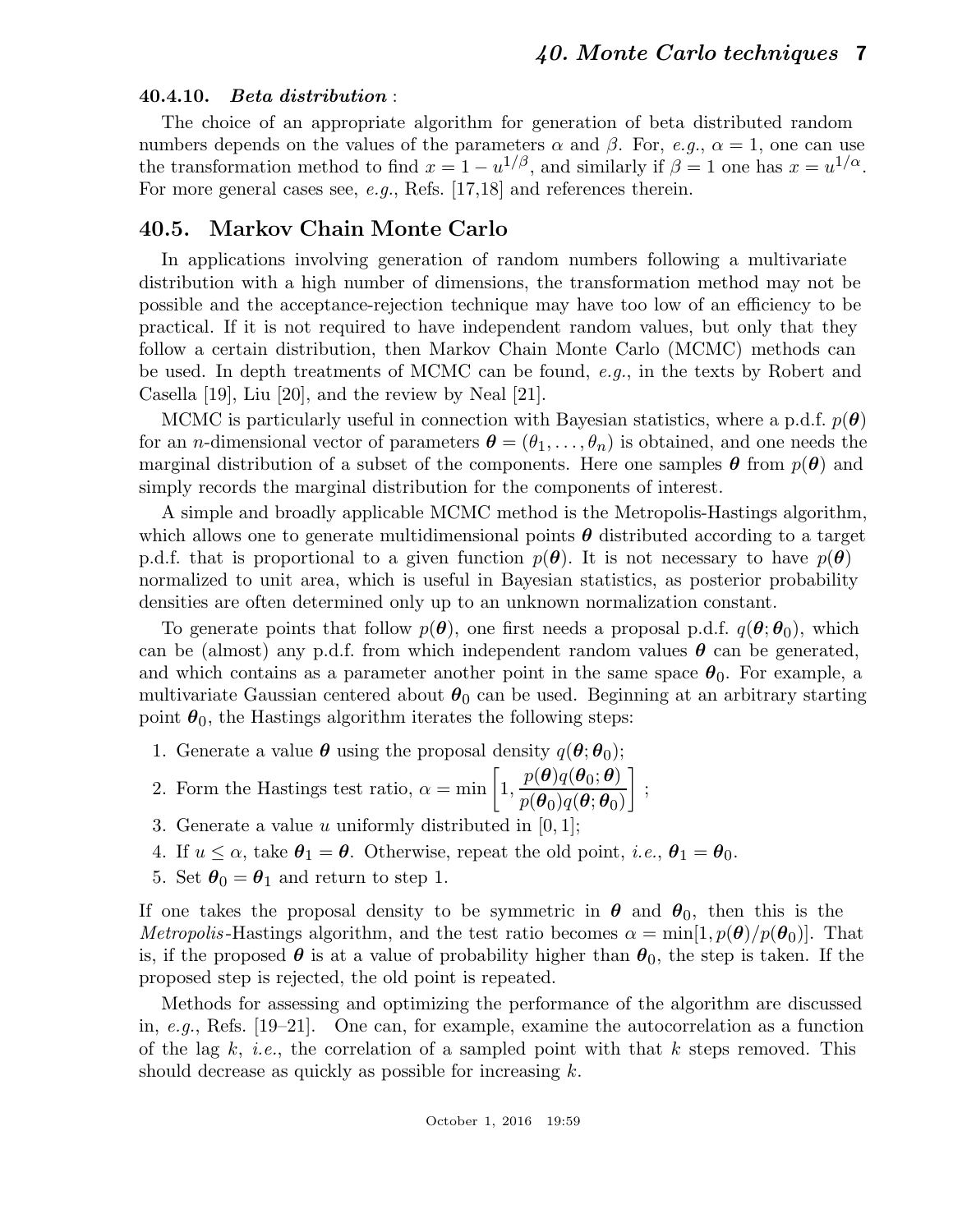### 40.4.10. *Beta distribution* :

The choice of an appropriate algorithm for generation of beta distributed random numbers depends on the values of the parameters $\alpha$ and $\beta$. For, *e.g.*, $\alpha = 1$, one can use the transformation method to find $x = 1 - u^{1/\beta}$, and similarly if $\beta = 1$ one has $x = u^{1/\alpha}$. For more general cases see, *e.g.*, Refs. [17,18] and references therein.

## 40.5. Markov Chain Monte Carlo

In applications involving generation of random numbers following a multivariate distribution with a high number of dimensions, the transformation method may not be possible and the acceptance-rejection technique may have too low of an efficiency to be practical. If it is not required to have independent random values, but only that they follow a certain distribution, then Markov Chain Monte Carlo (MCMC) methods can be used. In depth treatments of MCMC can be found, *e.g.*, in the texts by Robert and Casella [19], Liu [20], and the review by Neal [21].

MCMC is particularly useful in connection with Bayesian statistics, where a p.d.f. $p(\boldsymbol{\theta})$ for an $n$-dimensional vector of parameters $\boldsymbol{\theta} = (\theta_1, \ldots, \theta_n)$ is obtained, and one needs the marginal distribution of a subset of the components. Here one samples $\boldsymbol{\theta}$ from $p(\boldsymbol{\theta})$ and simply records the marginal distribution for the components of interest.

A simple and broadly applicable MCMC method is the Metropolis-Hastings algorithm, which allows one to generate multidimensional points $\boldsymbol{\theta}$ distributed according to a target p.d.f. that is proportional to a given function $p(\boldsymbol{\theta})$. It is not necessary to have $p(\boldsymbol{\theta})$ normalized to unit area, which is useful in Bayesian statistics, as posterior probability densities are often determined only up to an unknown normalization constant.

To generate points that follow $p(\boldsymbol{\theta})$, one first needs a proposal p.d.f. $q(\boldsymbol{\theta}; \boldsymbol{\theta}_0)$, which can be (almost) any p.d.f. from which independent random values $\boldsymbol{\theta}$ can be generated, and which contains as a parameter another point in the same space $\boldsymbol{\theta}_0$. For example, a multivariate Gaussian centered about $\boldsymbol{\theta}_0$ can be used. Beginning at an arbitrary starting point $\boldsymbol{\theta}_0$, the Hastings algorithm iterates the following steps:

1. Generate a value $\boldsymbol{\theta}$ using the proposal density $q(\boldsymbol{\theta}; \boldsymbol{\theta}_0)$;
2. Form the Hastings test ratio, $\alpha = \min\left[1, \dfrac{p(\boldsymbol{\theta}) q(\boldsymbol{\theta}_0; \boldsymbol{\theta})}{p(\boldsymbol{\theta}_0) q(\boldsymbol{\theta}; \boldsymbol{\theta}_0)}\right]$ ;
3. Generate a value $u$ uniformly distributed in $[0, 1]$;
4. If $u \leq \alpha$, take $\boldsymbol{\theta}_1 = \boldsymbol{\theta}$. Otherwise, repeat the old point, *i.e.*, $\boldsymbol{\theta}_1 = \boldsymbol{\theta}_0$.
5. Set $\boldsymbol{\theta}_0 = \boldsymbol{\theta}_1$ and return to step 1.

If one takes the proposal density to be symmetric in $\boldsymbol{\theta}$ and $\boldsymbol{\theta}_0$, then this is the *Metropolis*-Hastings algorithm, and the test ratio becomes $\alpha = \min[1, p(\boldsymbol{\theta})/p(\boldsymbol{\theta}_0)]$. That is, if the proposed $\boldsymbol{\theta}$ is at a value of probability higher than $\boldsymbol{\theta}_0$, the step is taken. If the proposed step is rejected, the old point is repeated.

Methods for assessing and optimizing the performance of the algorithm are discussed in, *e.g.*, Refs. [19–21]. One can, for example, examine the autocorrelation as a function of the lag $k$, *i.e.*, the correlation of a sampled point with that $k$ steps removed. This should decrease as quickly as possible for increasing $k$.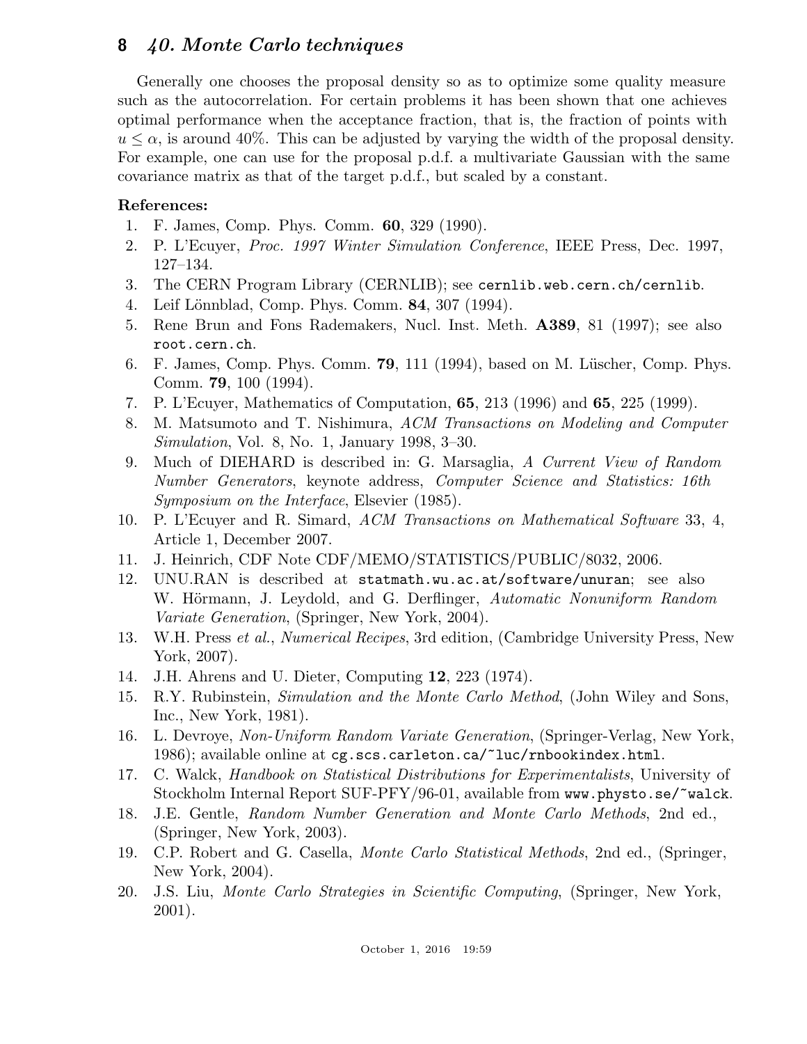Generally one chooses the proposal density so as to optimize some quality measure such as the autocorrelation. For certain problems it has been shown that one achieves optimal performance when the acceptance fraction, that is, the fraction of points with $u \leq \alpha$, is around 40%. This can be adjusted by varying the width of the proposal density. For example, one can use for the proposal p.d.f. a multivariate Gaussian with the same covariance matrix as that of the target p.d.f., but scaled by a constant.

**References:**

1. F. James, Comp. Phys. Comm. **60**, 329 (1990).
2. P. L'Ecuyer, *Proc. 1997 Winter Simulation Conference*, IEEE Press, Dec. 1997, 127–134.
3. The CERN Program Library (CERNLIB); see `cernlib.web.cern.ch/cernlib`.
4. Leif Lönnblad, Comp. Phys. Comm. **84**, 307 (1994).
5. Rene Brun and Fons Rademakers, Nucl. Inst. Meth. **A389**, 81 (1997); see also `root.cern.ch`.
6. F. James, Comp. Phys. Comm. **79**, 111 (1994), based on M. Lüscher, Comp. Phys. Comm. **79**, 100 (1994).
7. P. L'Ecuyer, Mathematics of Computation, **65**, 213 (1996) and **65**, 225 (1999).
8. M. Matsumoto and T. Nishimura, *ACM Transactions on Modeling and Computer Simulation*, Vol. 8, No. 1, January 1998, 3–30.
9. Much of DIEHARD is described in: G. Marsaglia, *A Current View of Random Number Generators*, keynote address, *Computer Science and Statistics: 16th Symposium on the Interface*, Elsevier (1985).
10. P. L'Ecuyer and R. Simard, *ACM Transactions on Mathematical Software* 33, 4, Article 1, December 2007.
11. J. Heinrich, CDF Note CDF/MEMO/STATISTICS/PUBLIC/8032, 2006.
12. UNU.RAN is described at `statmath.wu.ac.at/software/unuran`; see also W. Hörmann, J. Leydold, and G. Derflinger, *Automatic Nonuniform Random Variate Generation*, (Springer, New York, 2004).
13. W.H. Press *et al.*, *Numerical Recipes*, 3rd edition, (Cambridge University Press, New York, 2007).
14. J.H. Ahrens and U. Dieter, Computing **12**, 223 (1974).
15. R.Y. Rubinstein, *Simulation and the Monte Carlo Method*, (John Wiley and Sons, Inc., New York, 1981).
16. L. Devroye, *Non-Uniform Random Variate Generation*, (Springer-Verlag, New York, 1986); available online at `cg.scs.carleton.ca/~luc/rnbookindex.html`.
17. C. Walck, *Handbook on Statistical Distributions for Experimentalists*, University of Stockholm Internal Report SUF-PFY/96-01, available from `www.physto.se/~walck`.
18. J.E. Gentle, *Random Number Generation and Monte Carlo Methods*, 2nd ed., (Springer, New York, 2003).
19. C.P. Robert and G. Casella, *Monte Carlo Statistical Methods*, 2nd ed., (Springer, New York, 2004).
20. J.S. Liu, *Monte Carlo Strategies in Scientific Computing*, (Springer, New York, 2001).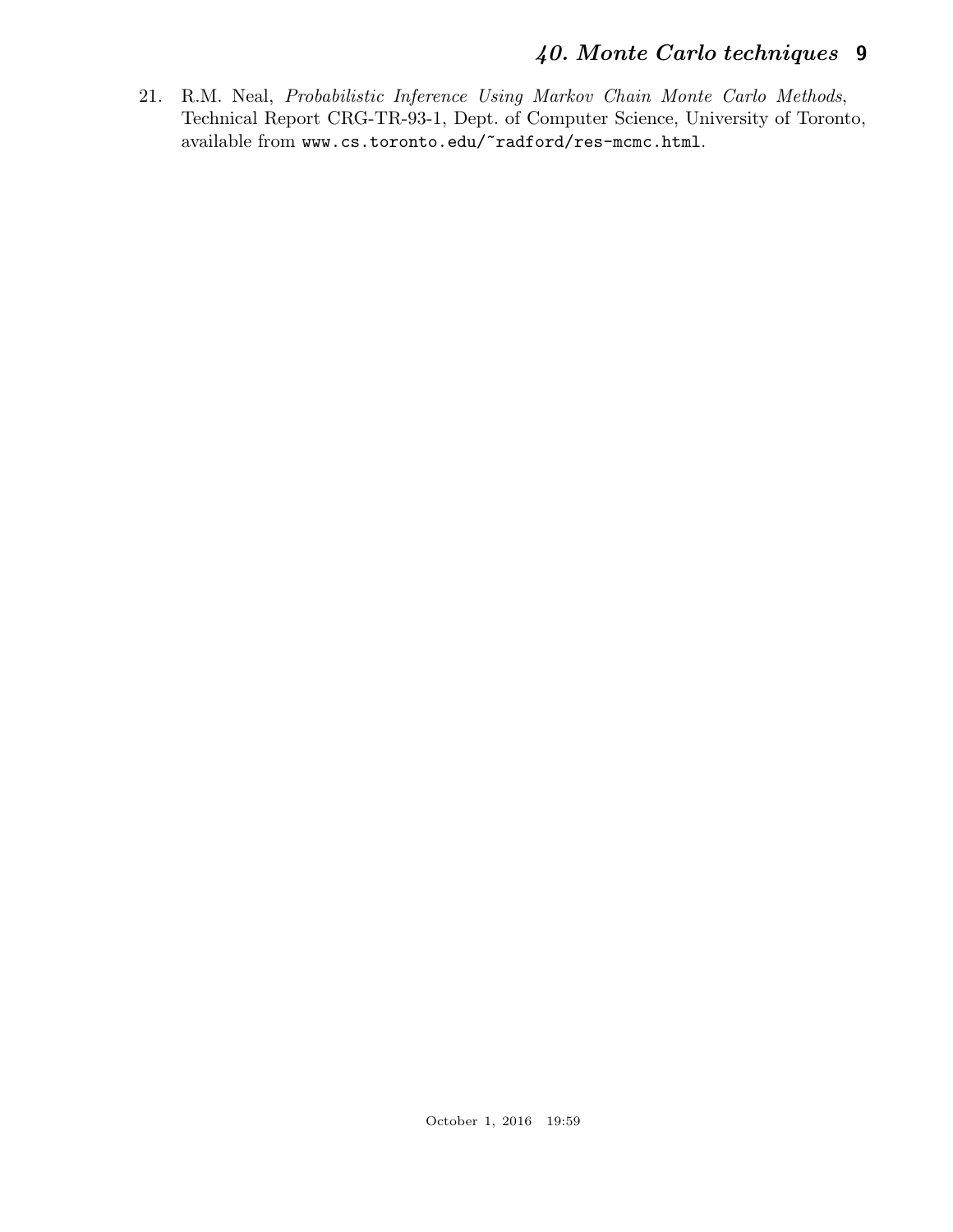21. R.M. Neal, *Probabilistic Inference Using Markov Chain Monte Carlo Methods*, Technical Report CRG-TR-93-1, Dept. of Computer Science, University of Toronto, available from `www.cs.toronto.edu/~radford/res-mcmc.html`.